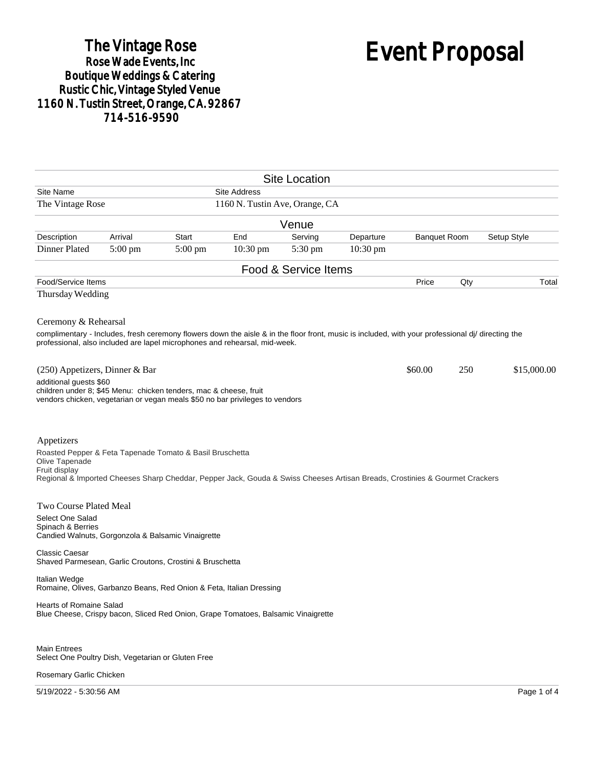# The Vintage Rose

**Rose Wade Events, Inc**
**Boutique Weddings & Catering**
**Rustic Chic, Vintage Styled Venue**
**1160 N. Tustin Street, Orange, CA. 92867**
**714-516-9590**

# Event Proposal

## Site Location

| Site Name | Site Address |
|---|---|
| The Vintage Rose | 1160 N. Tustin Ave, Orange, CA |

## Venue

| Description | Arrival | Start | End | Serving | Departure | Banquet Room | Setup Style |
|---|---|---|---|---|---|---|---|
| Dinner Plated | 5:00 pm | 5:00 pm | 10:30 pm | 5:30 pm | 10:30 pm | | |

## Food & Service Items

| Food/Service Items | Price | Qty | Total |
|---|---|---|---|
| Thursday Wedding | | | |

### Ceremony & Rehearsal

complimentary - Includes, fresh ceremony flowers down the aisle & in the floor front, music is included, with your professional dj/ directing the professional, also included are lapel microphones and rehearsal, mid-week.

| Food/Service Items | Price | Qty | Total |
|---|---|---|---|
| (250) Appetizers, Dinner & Bar | $60.00 | 250 | $15,000.00 |

additional guests $60
children under 8; $45 Menu: chicken tenders, mac & cheese, fruit
vendors chicken, vegetarian or vegan meals $50 no bar privileges to vendors

### Appetizers

Roasted Pepper & Feta Tapenade Tomato & Basil Bruschetta
Olive Tapenade
Fruit display
Regional & Imported Cheeses Sharp Cheddar, Pepper Jack, Gouda & Swiss Cheeses Artisan Breads, Crostinies & Gourmet Crackers

### Two Course Plated Meal

Select One Salad
Spinach & Berries
Candied Walnuts, Gorgonzola & Balsamic Vinaigrette

Classic Caesar
Shaved Parmesean, Garlic Croutons, Crostini & Bruschetta

Italian Wedge
Romaine, Olives, Garbanzo Beans, Red Onion & Feta, Italian Dressing

Hearts of Romaine Salad
Blue Cheese, Crispy bacon, Sliced Red Onion, Grape Tomatoes, Balsamic Vinaigrette

Main Entrees
Select One Poultry Dish, Vegetarian or Gluten Free

Rosemary Garlic Chicken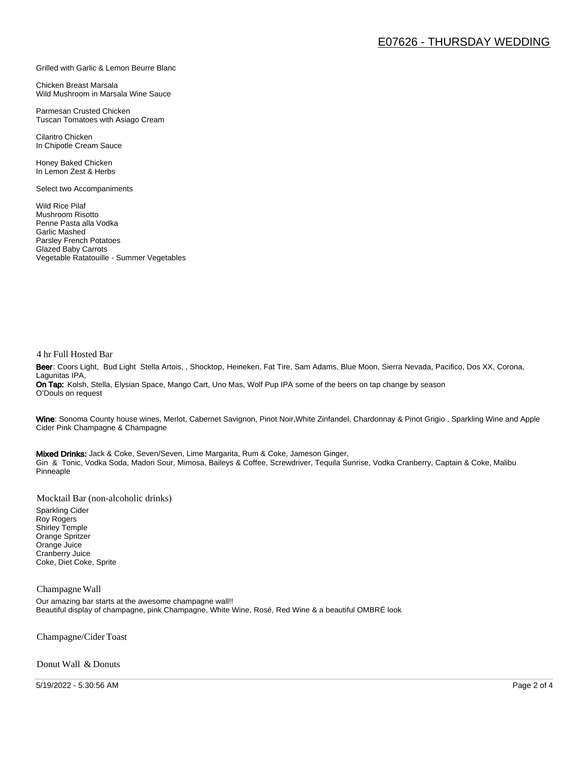Grilled with Garlic & Lemon Beurre Blanc

Chicken Breast Marsala
Wild Mushroom in Marsala Wine Sauce

Parmesan Crusted Chicken
Tuscan Tomatoes with Asiago Cream

Cilantro Chicken
In Chipotle Cream Sauce

Honey Baked Chicken
In Lemon Zest & Herbs

Select two Accompaniments

Wild Rice Pilaf
Mushroom Risotto
Penne Pasta alla Vodka
Garlic Mashed
Parsley French Potatoes
Glazed Baby Carrots
Vegetable Ratatouille - Summer Vegetables

## 4 hr Full Hosted Bar

**Beer**: Coors Light, Bud Light Stella Artois, , Shocktop, Heineken, Fat Tire, Sam Adams, Blue Moon, Sierra Nevada, Pacifico, Dos XX, Corona, Lagunitas IPA,
**On Tap:** Kolsh, Stella, Elysian Space, Mango Cart, Uno Mas, Wolf Pup IPA some of the beers on tap change by season
O'Douls on request

**Wine**: Sonoma County house wines, Merlot, Cabernet Savignon, Pinot Noir,White Zinfandel, Chardonnay & Pinot Grigio , Sparkling Wine and Apple Cider Pink Champagne & Champagne

**Mixed Drinks:** Jack & Coke, Seven/Seven, Lime Margarita, Rum & Coke, Jameson Ginger,
Gin & Tonic, Vodka Soda, Madori Sour, Mimosa, Baileys & Coffee, Screwdriver, Tequila Sunrise, Vodka Cranberry, Captain & Coke, Malibu Pinneaple

## Mocktail Bar (non-alcoholic drinks)

Sparkling Cider
Roy Rogers
Shirley Temple
Orange Spritzer
Orange Juice
Cranberry Juice
Coke, Diet Coke, Sprite

## Champagne Wall

Our amazing bar starts at the awesome champagne wall!!
Beautiful display of champagne, pink Champagne, White Wine, Rosé, Red Wine & a beautiful OMBRÉ look

## Champagne/Cider Toast

## Donut Wall & Donuts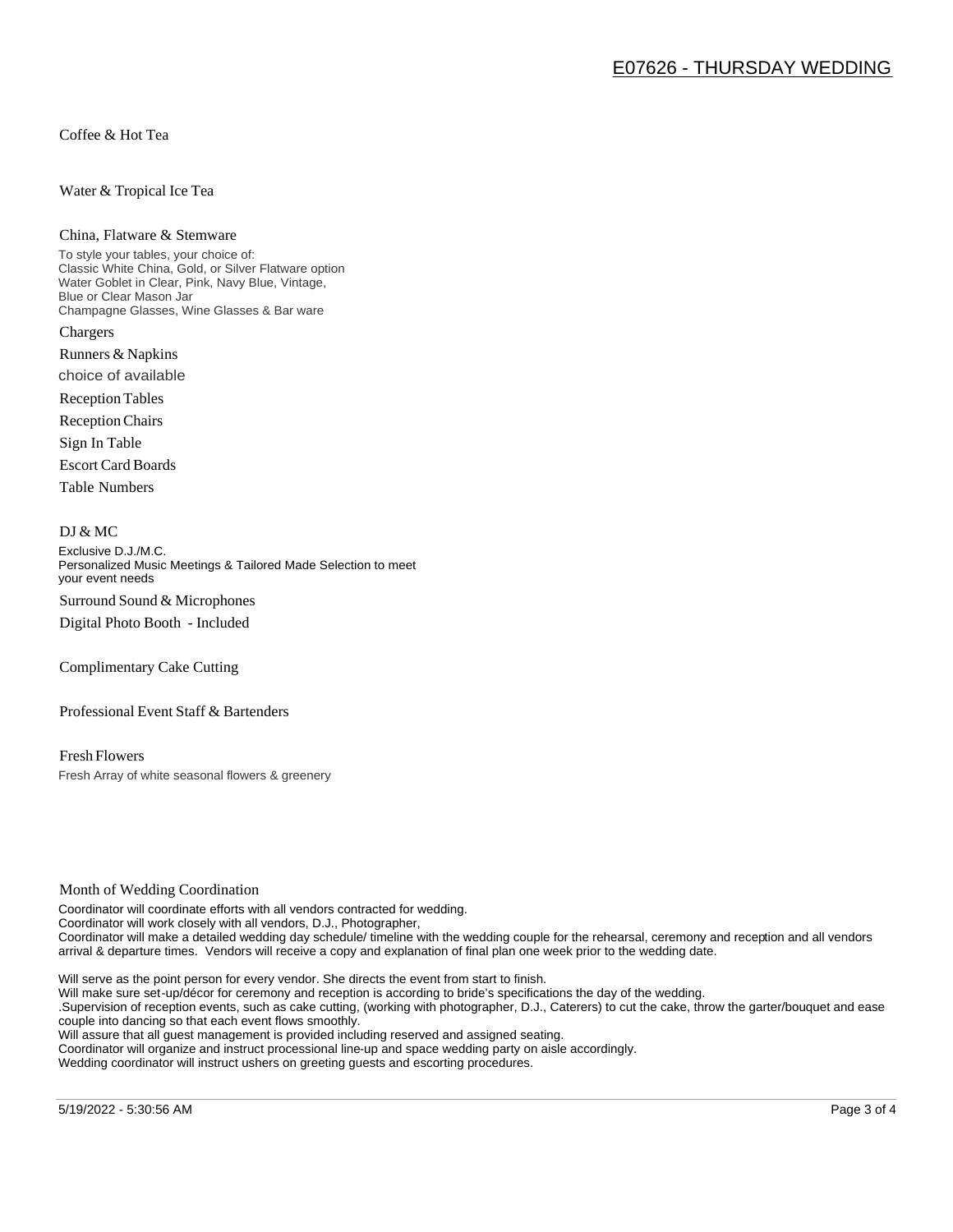Coffee & Hot Tea

Water & Tropical Ice Tea

China, Flatware & Stemware

To style your tables, your choice of:
Classic White China, Gold, or Silver Flatware option
Water Goblet in Clear, Pink, Navy Blue, Vintage, Blue or Clear Mason Jar
Champagne Glasses, Wine Glasses & Bar ware

Chargers

Runners & Napkins

choice of available

Reception Tables

Reception Chairs

Sign In Table

Escort Card Boards

Table Numbers

DJ & MC

Exclusive D.J./M.C.
Personalized Music Meetings & Tailored Made Selection to meet your event needs

Surround Sound & Microphones

Digital Photo Booth - Included

Complimentary Cake Cutting

Professional Event Staff & Bartenders

Fresh Flowers

Fresh Array of white seasonal flowers & greenery

Month of Wedding Coordination

Coordinator will coordinate efforts with all vendors contracted for wedding.
Coordinator will work closely with all vendors, D.J., Photographer,
Coordinator will make a detailed wedding day schedule/ timeline with the wedding couple for the rehearsal, ceremony and reception and all vendors arrival & departure times. Vendors will receive a copy and explanation of final plan one week prior to the wedding date.

Will serve as the point person for every vendor. She directs the event from start to finish.
Will make sure set-up/décor for ceremony and reception is according to bride's specifications the day of the wedding.
.Supervision of reception events, such as cake cutting, (working with photographer, D.J., Caterers) to cut the cake, throw the garter/bouquet and ease couple into dancing so that each event flows smoothly.
Will assure that all guest management is provided including reserved and assigned seating.
Coordinator will organize and instruct processional line-up and space wedding party on aisle accordingly.
Wedding coordinator will instruct ushers on greeting guests and escorting procedures.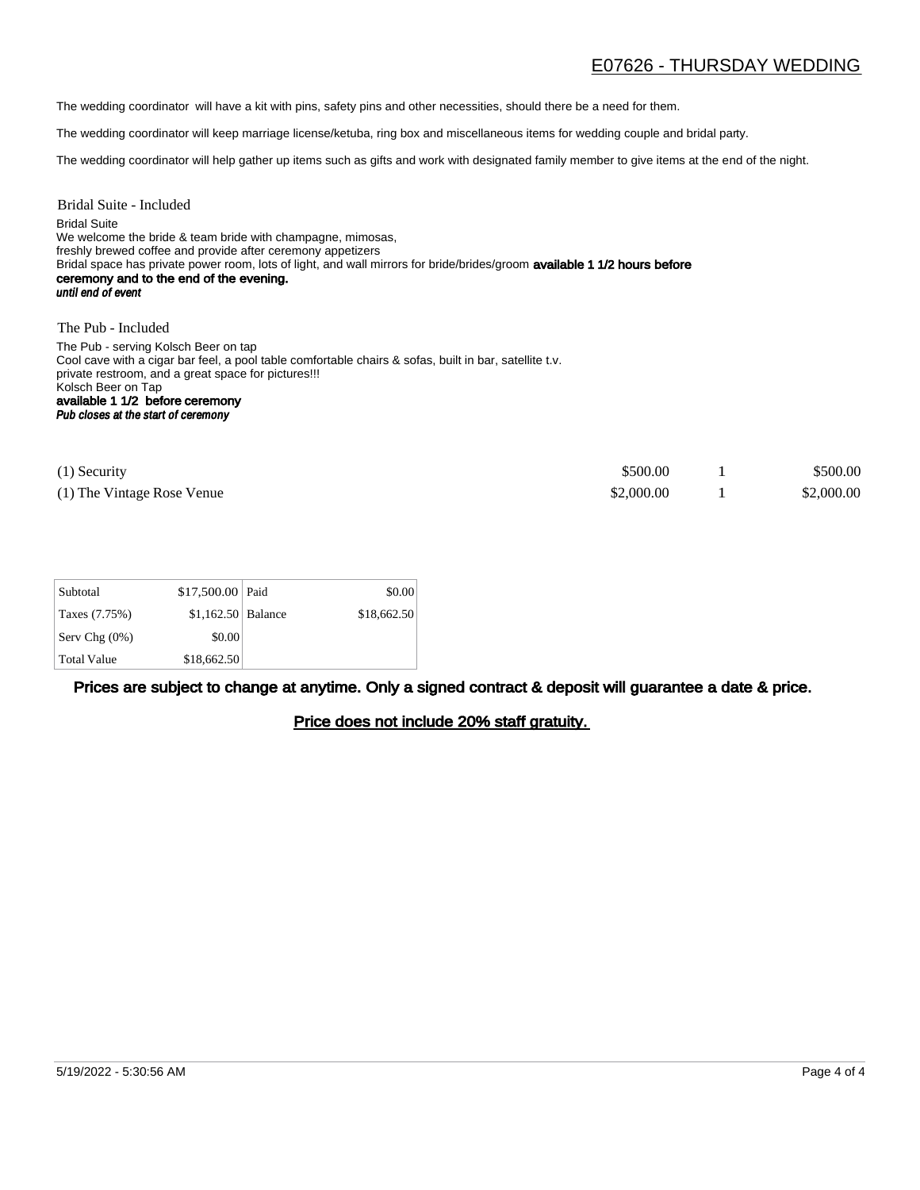The wedding coordinator will have a kit with pins, safety pins and other necessities, should there be a need for them.

The wedding coordinator will keep marriage license/ketuba, ring box and miscellaneous items for wedding couple and bridal party.

The wedding coordinator will help gather up items such as gifts and work with designated family member to give items at the end of the night.

Bridal Suite - Included

Bridal Suite
We welcome the bride & team bride with champagne, mimosas,
freshly brewed coffee and provide after ceremony appetizers
Bridal space has private power room, lots of light, and wall mirrors for bride/brides/groom **available 1 1/2 hours before ceremony and to the end of the evening.**
***until end of event***

The Pub - Included

The Pub - serving Kolsch Beer on tap
Cool cave with a cigar bar feel, a pool table comfortable chairs & sofas, built in bar, satellite t.v.
private restroom, and a great space for pictures!!!
Kolsch Beer on Tap
**available 1 1/2 before ceremony**
***Pub closes at the start of ceremony***

| | | | |
|---|---|---|---|
| (1) Security | $500.00 | 1 | $500.00 |
| (1) The Vintage Rose Venue | $2,000.00 | 1 | $2,000.00 |

| | | | |
|---|---|---|---|
| Subtotal | $17,500.00 | Paid | $0.00 |
| Taxes (7.75%) | $1,162.50 | Balance | $18,662.50 |
| Serv Chg (0%) | $0.00 | | |
| Total Value | $18,662.50 | | |

**Prices are subject to change at anytime. Only a signed contract & deposit will guarantee a date & price.**

**Price does not include 20% staff gratuity.**